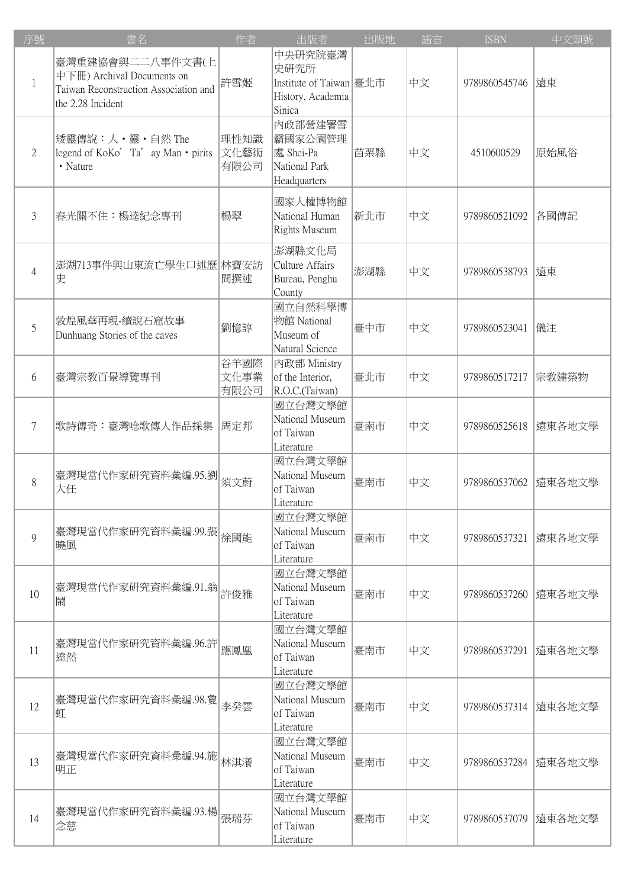| 序號 | 書名 | 作者 | 出版者 | 出版地 | 語言 | ISBN | 中文類號 |
|---|---|---|---|---|---|---|---|
| 1 | 臺灣重建協會與二二八事件文書(上中下冊) Archival Documents on Taiwan Reconstruction Association and the 2.28 Incident | 許雪姬 | 中央研究院臺灣史研究所 Institute of Taiwan History, Academia Sinica | 臺北市 | 中文 | 9789860545746 | 遠東 |
| 2 | 矮靈傳說：人・靈・自然 The legend of KoKo’ Ta’ ay Man・pirits・Nature | 理性知識文化藝術有限公司 | 內政部營建署雪霸國家公園管理處 Shei-Pa National Park Headquarters | 苗栗縣 | 中文 | 4510600529 | 原始風俗 |
| 3 | 春光關不住：楊逵紀念專刊 | 楊翠 | 國家人權博物館 National Human Rights Museum | 新北市 | 中文 | 9789860521092 | 各國傳記 |
| 4 | 澎湖713事件與山東流亡學生口述歷史 | 林寶安訪問撰述 | 澎湖縣文化局 Culture Affairs Bureau, Penghu County | 澎湖縣 | 中文 | 9789860538793 | 遠東 |
| 5 | 敦煌風華再現-續說石窟故事 Dunhuang Stories of the caves | 劉憶諄 | 國立自然科學博物館 National Museum of Natural Science | 臺中市 | 中文 | 9789860523041 | 儀注 |
| 6 | 臺灣宗教百景導覽專刊 | 谷羊國際文化事業有限公司 | 內政部 Ministry of the Interior, R.O.C.(Taiwan) | 臺北市 | 中文 | 9789860517217 | 宗教建築物 |
| 7 | 歌詩傳奇：臺灣唸歌傳人作品採集 | 周定邦 | 國立台灣文學館 National Museum of Taiwan Literature | 臺南市 | 中文 | 9789860525618 | 遠東各地文學 |
| 8 | 臺灣現當代作家研究資料彙編.95.劉大任 | 須文蔚 | 國立台灣文學館 National Museum of Taiwan Literature | 臺南市 | 中文 | 9789860537062 | 遠東各地文學 |
| 9 | 臺灣現當代作家研究資料彙編.99.張曉風 | 徐國能 | 國立台灣文學館 National Museum of Taiwan Literature | 臺南市 | 中文 | 9789860537321 | 遠東各地文學 |
| 10 | 臺灣現當代作家研究資料彙編.91.翁鬧 | 許俊雅 | 國立台灣文學館 National Museum of Taiwan Literature | 臺南市 | 中文 | 9789860537260 | 遠東各地文學 |
| 11 | 臺灣現當代作家研究資料彙編.96.許達然 | 應鳳凰 | 國立台灣文學館 National Museum of Taiwan Literature | 臺南市 | 中文 | 9789860537291 | 遠東各地文學 |
| 12 | 臺灣現當代作家研究資料彙編.98.敻虹 | 李癸雲 | 國立台灣文學館 National Museum of Taiwan Literature | 臺南市 | 中文 | 9789860537314 | 遠東各地文學 |
| 13 | 臺灣現當代作家研究資料彙編.94.施明正 | 林淇瀁 | 國立台灣文學館 National Museum of Taiwan Literature | 臺南市 | 中文 | 9789860537284 | 遠東各地文學 |
| 14 | 臺灣現當代作家研究資料彙編.93.楊念慈 | 張瑞芬 | 國立台灣文學館 National Museum of Taiwan Literature | 臺南市 | 中文 | 9789860537079 | 遠東各地文學 |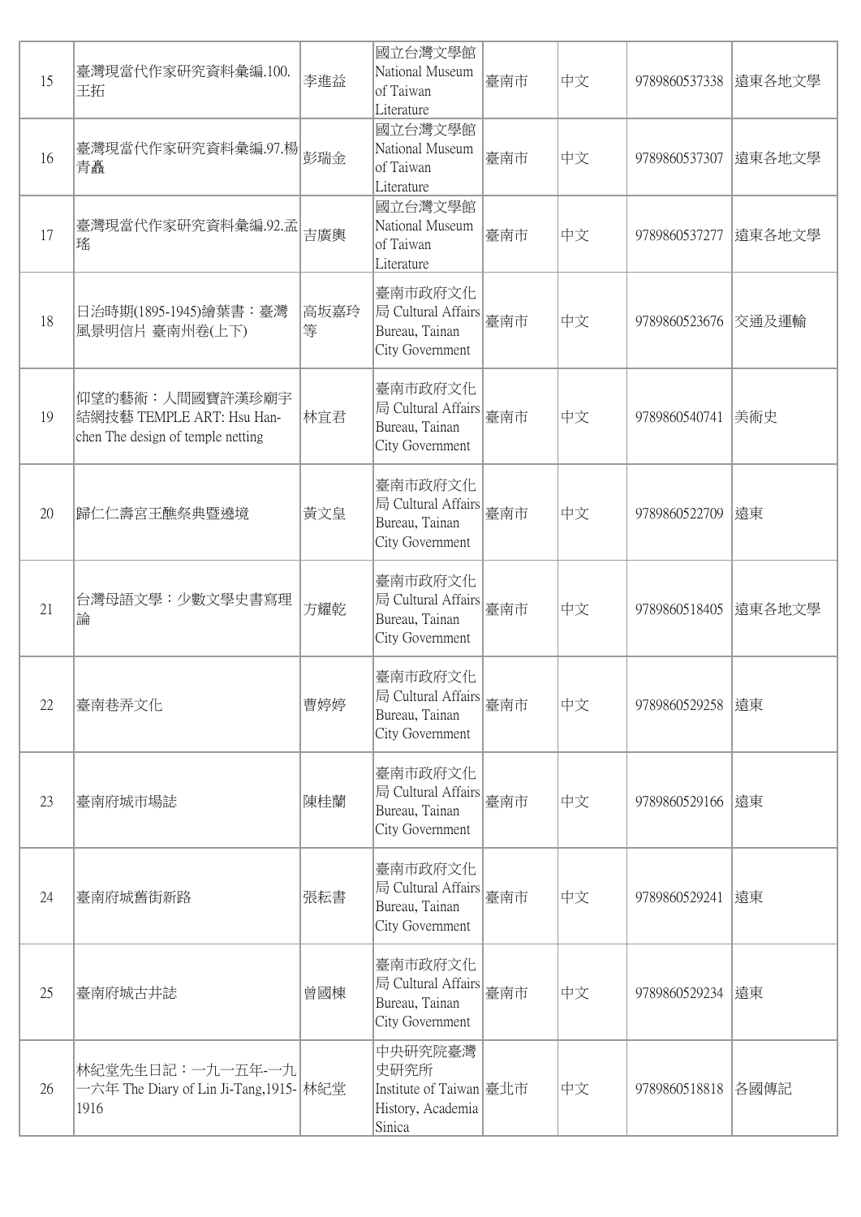| 15 | 臺灣現當代作家研究資料彙編.100.王拓 | 李進益 | 國立台灣文學館 National Museum of Taiwan Literature | 臺南市 | 中文 | 9789860537338 | 遠東各地文學 |
|---|---|---|---|---|---|---|---|
| 16 | 臺灣現當代作家研究資料彙編.97.楊青矗 | 彭瑞金 | 國立台灣文學館 National Museum of Taiwan Literature | 臺南市 | 中文 | 9789860537307 | 遠東各地文學 |
| 17 | 臺灣現當代作家研究資料彙編.92.孟瑤 | 吉廣輿 | 國立台灣文學館 National Museum of Taiwan Literature | 臺南市 | 中文 | 9789860537277 | 遠東各地文學 |
| 18 | 日治時期(1895-1945)繪葉書：臺灣風景明信片 臺南州卷(上下) | 高坂嘉玲等 | 臺南市政府文化局 Cultural Affairs Bureau, Tainan City Government | 臺南市 | 中文 | 9789860523676 | 交通及運輸 |
| 19 | 仰望的藝術：人間國寶許漢珍廟宇結網技藝 TEMPLE ART: Hsu Han-chen The design of temple netting | 林宜君 | 臺南市政府文化局 Cultural Affairs Bureau, Tainan City Government | 臺南市 | 中文 | 9789860540741 | 美術史 |
| 20 | 歸仁仁壽宮王醮祭典暨遶境 | 黃文皇 | 臺南市政府文化局 Cultural Affairs Bureau, Tainan City Government | 臺南市 | 中文 | 9789860522709 | 遠東 |
| 21 | 台灣母語文學：少數文學史書寫理論 | 方耀乾 | 臺南市政府文化局 Cultural Affairs Bureau, Tainan City Government | 臺南市 | 中文 | 9789860518405 | 遠東各地文學 |
| 22 | 臺南巷弄文化 | 曹婷婷 | 臺南市政府文化局 Cultural Affairs Bureau, Tainan City Government | 臺南市 | 中文 | 9789860529258 | 遠東 |
| 23 | 臺南府城市場誌 | 陳桂蘭 | 臺南市政府文化局 Cultural Affairs Bureau, Tainan City Government | 臺南市 | 中文 | 9789860529166 | 遠東 |
| 24 | 臺南府城舊街新路 | 張耘書 | 臺南市政府文化局 Cultural Affairs Bureau, Tainan City Government | 臺南市 | 中文 | 9789860529241 | 遠東 |
| 25 | 臺南府城古井誌 | 曾國棟 | 臺南市政府文化局 Cultural Affairs Bureau, Tainan City Government | 臺南市 | 中文 | 9789860529234 | 遠東 |
| 26 | 林紀堂先生日記：一九一五年-一九一六年 The Diary of Lin Ji-Tang,1915-1916 | 林紀堂 | 中央研究院臺灣史研究所 Institute of Taiwan History, Academia Sinica | 臺北市 | 中文 | 9789860518818 | 各國傳記 |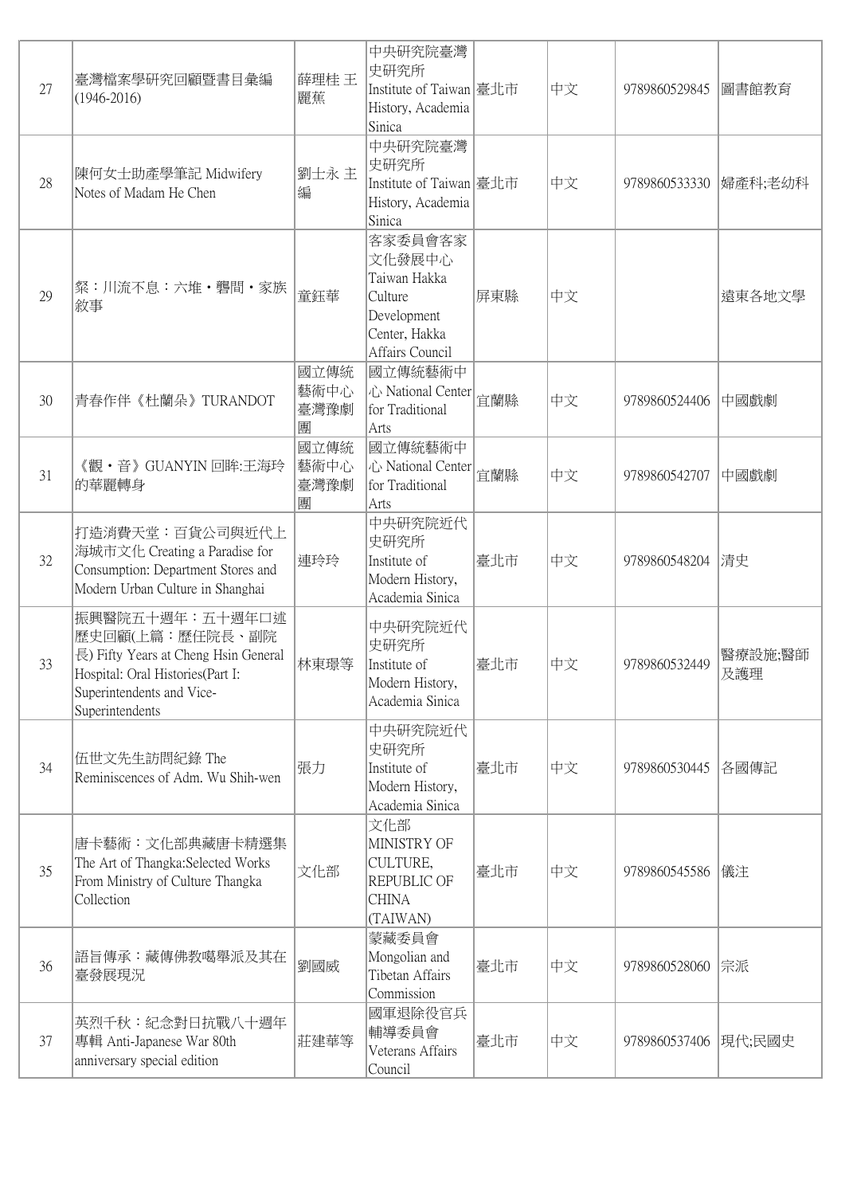| 27 | 臺灣檔案學研究回顧暨書目彙編(1946-2016) | 薛理桂 王麗蕉 | 中央研究院臺灣史研究所 Institute of Taiwan History, Academia Sinica | 臺北市 | 中文 | 9789860529845 | 圖書館教育 |
|---|---|---|---|---|---|---|---|
| 28 | 陳何女士助產學筆記 Midwifery Notes of Madam He Chen | 劉士永 主編 | 中央研究院臺灣史研究所 Institute of Taiwan History, Academia Sinica | 臺北市 | 中文 | 9789860533330 | 婦產科;老幼科 |
| 29 | 粲：川流不息：六堆・礱間・家族敘事 | 童鈺華 | 客家委員會客家文化發展中心 Taiwan Hakka Culture Development Center, Hakka Affairs Council | 屏東縣 | 中文 | | 遠東各地文學 |
| 30 | 青春作伴《杜蘭朵》TURANDOT | 國立傳統藝術中心臺灣豫劇團 | 國立傳統藝術中心 National Center for Traditional Arts | 宜蘭縣 | 中文 | 9789860524406 | 中國戲劇 |
| 31 | 《觀・音》GUANYIN 回眸:王海玲的華麗轉身 | 國立傳統藝術中心臺灣豫劇團 | 國立傳統藝術中心 National Center for Traditional Arts | 宜蘭縣 | 中文 | 9789860542707 | 中國戲劇 |
| 32 | 打造消費天堂：百貨公司與近代上海城市文化 Creating a Paradise for Consumption: Department Stores and Modern Urban Culture in Shanghai | 連玲玲 | 中央研究院近代史研究所 Institute of Modern History, Academia Sinica | 臺北市 | 中文 | 9789860548204 | 清史 |
| 33 | 振興醫院五十週年：五十週年口述歷史回顧(上篇：歷任院長、副院長) Fifty Years at Cheng Hsin General Hospital: Oral Histories(Part I: Superintendents and Vice-Superintendents | 林東璟等 | 中央研究院近代史研究所 Institute of Modern History, Academia Sinica | 臺北市 | 中文 | 9789860532449 | 醫療設施;醫師及護理 |
| 34 | 伍世文先生訪問紀錄 The Reminiscences of Adm. Wu Shih-wen | 張力 | 中央研究院近代史研究所 Institute of Modern History, Academia Sinica | 臺北市 | 中文 | 9789860530445 | 各國傳記 |
| 35 | 唐卡藝術：文化部典藏唐卡精選集 The Art of Thangka:Selected Works From Ministry of Culture Thangka Collection | 文化部 | 文化部 MINISTRY OF CULTURE, REPUBLIC OF CHINA (TAIWAN) | 臺北市 | 中文 | 9789860545586 | 儀注 |
| 36 | 語旨傳承：藏傳佛教噶舉派及其在臺發展現況 | 劉國威 | 蒙藏委員會 Mongolian and Tibetan Affairs Commission | 臺北市 | 中文 | 9789860528060 | 宗派 |
| 37 | 英烈千秋：紀念對日抗戰八十週年專輯 Anti-Japanese War 80th anniversary special edition | 莊建華等 | 國軍退除役官兵輔導委員會 Veterans Affairs Council | 臺北市 | 中文 | 9789860537406 | 現代;民國史 |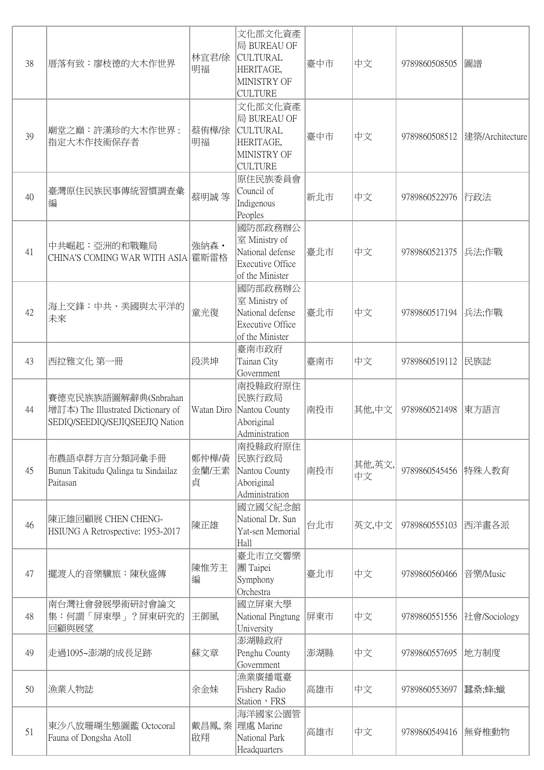| 38 | 厝落有致：廖枝德的大木作世界 | 林宜君/徐明福 | 文化部文化資產局 BUREAU OF CULTURAL HERITAGE, MINISTRY OF CULTURE | 臺中市 | 中文 | 9789860508505 | 圖譜 |
|---|---|---|---|---|---|---|---|
| 39 | 廟堂之巔：許漢珍的大木作世界：指定大木作技術保存者 | 蔡侑樺/徐明福 | 文化部文化資產局 BUREAU OF CULTURAL HERITAGE, MINISTRY OF CULTURE | 臺中市 | 中文 | 9789860508512 | 建築/Architecture |
| 40 | 臺灣原住民族民事傳統習慣調查彙編 | 蔡明誠 等 | 原住民族委員會 Council of Indigenous Peoples | 新北市 | 中文 | 9789860522976 | 行政法 |
| 41 | 中共崛起：亞洲的和戰難局 CHINA'S COMING WAR WITH ASIA | 強納森．霍斯雷格 | 國防部政務辦公室 Ministry of National defense Executive Office of the Minister | 臺北市 | 中文 | 9789860521375 | 兵法;作戰 |
| 42 | 海上交鋒：中共、美國與太平洋的未來 | 童光復 | 國防部政務辦公室 Ministry of National defense Executive Office of the Minister | 臺北市 | 中文 | 9789860517194 | 兵法;作戰 |
| 43 | 西拉雅文化 第一冊 | 段洪坤 | 臺南市政府 Tainan City Government | 臺南市 | 中文 | 9789860519112 | 民族誌 |
| 44 | 賽德克民族族語圖解辭典(Snbrahan增訂本) The Illustrated Dictionary of SEDIQ/SEEDIQ/SEJIQSEEJIQ Nation | Watan Diro | 南投縣政府原住民族行政局 Nantou County Aboriginal Administration | 南投市 | 其他,中文 | 9789860521498 | 東方語言 |
| 45 | 布農語卓群方言分類詞彙手冊 Bunun Takitudu Qalinga tu Sindailaz Paitasan | 鄭仲樺/黃金蘭/王素貞 | 南投縣政府原住民族行政局 Nantou County Aboriginal Administration | 南投市 | 其他,英文,中文 | 9789860545456 | 特殊人教育 |
| 46 | 陳正雄回顧展 CHEN CHENG-HSIUNG A Retrospective: 1953-2017 | 陳正雄 | 國立國父紀念館 National Dr. Sun Yat-sen Memorial Hall | 台北市 | 英文,中文 | 9789860555103 | 西洋畫各派 |
| 47 | 擺渡人的音樂驪旅：陳秋盛傳 | 陳惟芳主編 | 臺北市立交響樂團 Taipei Symphony Orchestra | 臺北市 | 中文 | 9789860560466 | 音樂/Music |
| 48 | 南台灣社會發展學術研討會論文集：何謂「屏東學」？屏東研究的回顧與展望 | 王御風 | 國立屏東大學 National Pingtung University | 屏東市 | 中文 | 9789860551556 | 社會/Sociology |
| 49 | 走過1095~澎湖的成長足跡 | 蘇文章 | 澎湖縣政府 Penghu County Government | 澎湖縣 | 中文 | 9789860557695 | 地方制度 |
| 50 | 漁業人物誌 | 余金妹 | 漁業廣播電臺 Fishery Radio Station，FRS | 高雄市 | 中文 | 9789860553697 | 蠶桑;蜂;蠟 |
| 51 | 東沙八放珊瑚生態圖鑑 Octocoral Fauna of Dongsha Atoll | 戴昌鳳, 秦啟翔 | 海洋國家公園管理處 Marine National Park Headquarters | 高雄市 | 中文 | 9789860549416 | 無脊椎動物 |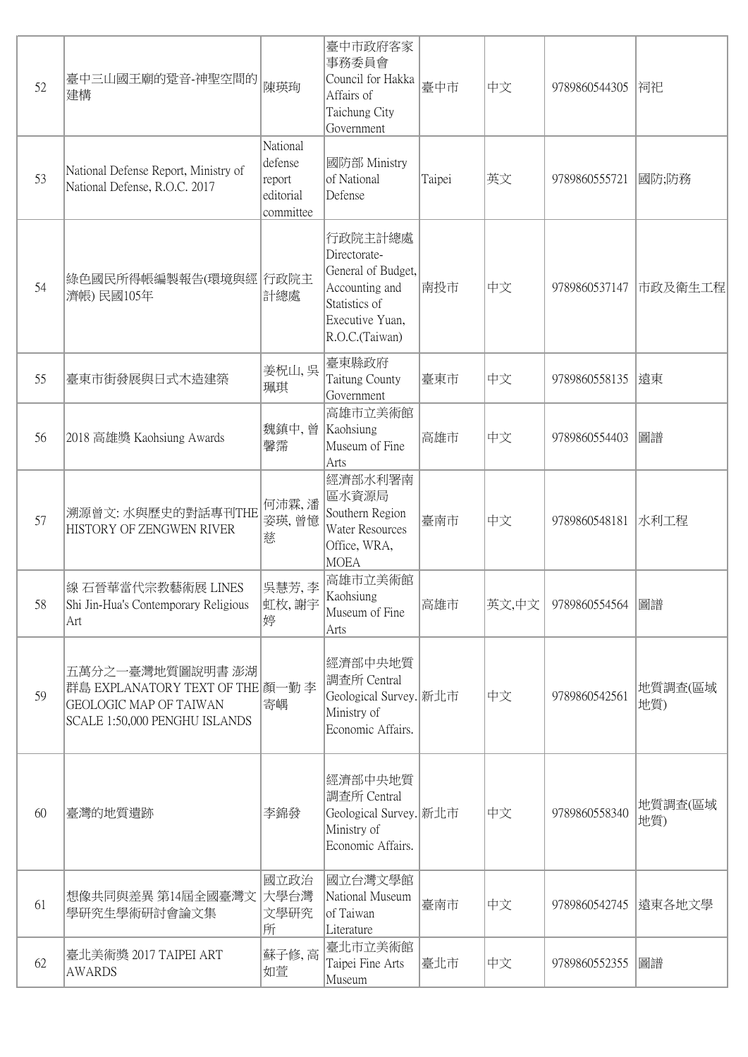| 52 | 臺中三山國王廟的跫音-神聖空間的建構 | 陳瑛珣 | 臺中市政府客家事務委員會 Council for Hakka Affairs of Taichung City Government | 臺中市 | 中文 | 9789860544305 | 祠祀 |
|---|---|---|---|---|---|---|---|
| 53 | National Defense Report, Ministry of National Defense, R.O.C. 2017 | National defense report editorial committee | 國防部 Ministry of National Defense | Taipei | 英文 | 9789860555721 | 國防;防務 |
| 54 | 綠色國民所得帳編製報告(環境與經濟帳) 民國105年 | 行政院主計總處 | 行政院主計總處 Directorate-General of Budget, Accounting and Statistics of Executive Yuan, R.O.C.(Taiwan) | 南投市 | 中文 | 9789860537147 | 市政及衛生工程 |
| 55 | 臺東市街發展與日式木造建築 | 姜柷山, 吳珮琪 | 臺東縣政府 Taitung County Government | 臺東市 | 中文 | 9789860558135 | 遠東 |
| 56 | 2018 高雄獎 Kaohsiung Awards | 魏鎮中, 曾馨霈 | 高雄市立美術館 Kaohsiung Museum of Fine Arts | 高雄市 | 中文 | 9789860554403 | 圖譜 |
| 57 | 溯源曾文: 水與歷史的對話專刊THE HISTORY OF ZENGWEN RIVER | 何沛霖, 潘姿瑛, 曾憶慈 | 經濟部水利署南區水資源局 Southern Region Water Resources Office, WRA, MOEA | 臺南市 | 中文 | 9789860548181 | 水利工程 |
| 58 | 線 石晉華當代宗教藝術展 LINES Shi Jin-Hua's Contemporary Religious Art | 吳慧芳, 李虹杖, 謝宇婷 | 高雄市立美術館 Kaohsiung Museum of Fine Arts | 高雄市 | 英文,中文 | 9789860554564 | 圖譜 |
| 59 | 五萬分之一臺灣地質圖說明書 澎湖群島 EXPLANATORY TEXT OF THE GEOLOGIC MAP OF TAIWAN SCALE 1:50,000 PENGHU ISLANDS | 顏一勤 李寄嵎 | 經濟部中央地質調查所 Central Geological Survey. Ministry of Economic Affairs. | 新北市 | 中文 | 9789860542561 | 地質調查(區域地質) |
| 60 | 臺灣的地質遺跡 | 李錦發 | 經濟部中央地質調查所 Central Geological Survey. Ministry of Economic Affairs. | 新北市 | 中文 | 9789860558340 | 地質調查(區域地質) |
| 61 | 想像共同與差異 第14屆全國臺灣文學研究生學術研討會論文集 | 國立政治大學台灣文學研究所 | 國立台灣文學館 National Museum of Taiwan Literature | 臺南市 | 中文 | 9789860542745 | 遠東各地文學 |
| 62 | 臺北美術獎 2017 TAIPEI ART AWARDS | 蘇子修, 高如萱 | 臺北市立美術館 Taipei Fine Arts Museum | 臺北市 | 中文 | 9789860552355 | 圖譜 |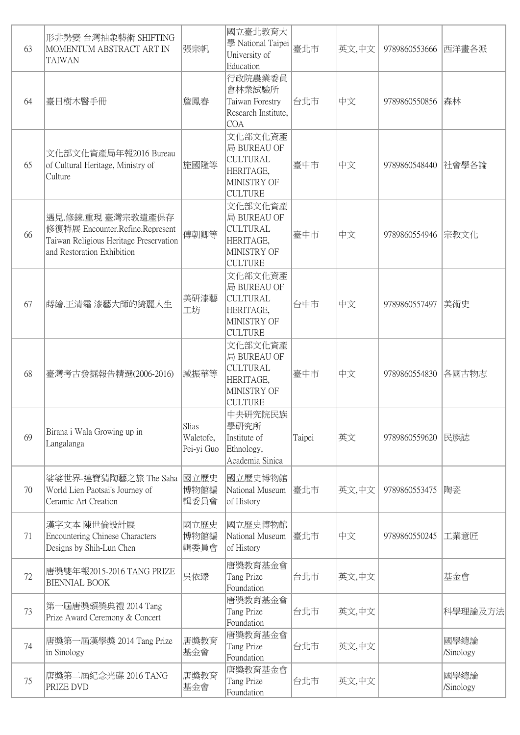| 63 | 形非勢變 台灣抽象藝術 SHIFTING MOMENTUM ABSTRACT ART IN TAIWAN | 張宗帆 | 國立臺北教育大學 National Taipei University of Education | 臺北市 | 英文,中文 | 9789860553666 | 西洋畫各派 |
|---|---|---|---|---|---|---|---|
| 64 | 臺日樹木醫手冊 | 詹鳳春 | 行政院農業委員會林業試驗所 Taiwan Forestry Research Institute, COA | 台北市 | 中文 | 9789860550856 | 森林 |
| 65 | 文化部文化資產局年報2016 Bureau of Cultural Heritage, Ministry of Culture | 施國隆等 | 文化部文化資產局 BUREAU OF CULTURAL HERITAGE, MINISTRY OF CULTURE | 臺中市 | 中文 | 9789860548440 | 社會學各論 |
| 66 | 遇見.修鍊.重現 臺灣宗教遺產保存修復特展 Encounter.Refine.Represent Taiwan Religious Heritage Preservation and Restoration Exhibition | 傅朝卿等 | 文化部文化資產局 BUREAU OF CULTURAL HERITAGE, MINISTRY OF CULTURE | 臺中市 | 中文 | 9789860554946 | 宗教文化 |
| 67 | 蒔繪.王清霜 漆藝大師的綺麗人生 | 美研漆藝工坊 | 文化部文化資產局 BUREAU OF CULTURAL HERITAGE, MINISTRY OF CULTURE | 台中市 | 中文 | 9789860557497 | 美術史 |
| 68 | 臺灣考古發掘報告精選(2006-2016) | 臧振華等 | 文化部文化資產局 BUREAU OF CULTURAL HERITAGE, MINISTRY OF CULTURE | 臺中市 | 中文 | 9789860554830 | 各國古物志 |
| 69 | Birana i Wala Growing up in Langalanga | Slias Waletofe, Pei-yi Guo | 中央研究院民族學研究所 Institute of Ethnology, Academia Sinica | Taipei | 英文 | 9789860559620 | 民族誌 |
| 70 | 娑婆世界-連寶猜陶藝之旅 The Saha World Lien Paotsai's Journey of Ceramic Art Creation | 國立歷史博物館編輯委員會 | 國立歷史博物館 National Museum of History | 臺北市 | 英文,中文 | 9789860553475 | 陶瓷 |
| 71 | 漢字文本 陳世倫設計展 Encountering Chinese Characters Designs by Shih-Lun Chen | 國立歷史博物館編輯委員會 | 國立歷史博物館 National Museum of History | 臺北市 | 中文 | 9789860550245 | 工業意匠 |
| 72 | 唐獎雙年報2015-2016 TANG PRIZE BIENNIAL BOOK | 吳依臻 | 唐獎教育基金會 Tang Prize Foundation | 台北市 | 英文,中文 | | 基金會 |
| 73 | 第一屆唐獎頒獎典禮 2014 Tang Prize Award Ceremony & Concert | | 唐獎教育基金會 Tang Prize Foundation | 台北市 | 英文,中文 | | 科學理論及方法 |
| 74 | 唐獎第一屆漢學獎 2014 Tang Prize in Sinology | 唐獎教育基金會 | 唐獎教育基金會 Tang Prize Foundation | 台北市 | 英文,中文 | | 國學總論 /Sinology |
| 75 | 唐獎第二屆紀念光碟 2016 TANG PRIZE DVD | 唐獎教育基金會 | 唐獎教育基金會 Tang Prize Foundation | 台北市 | 英文,中文 | | 國學總論 /Sinology |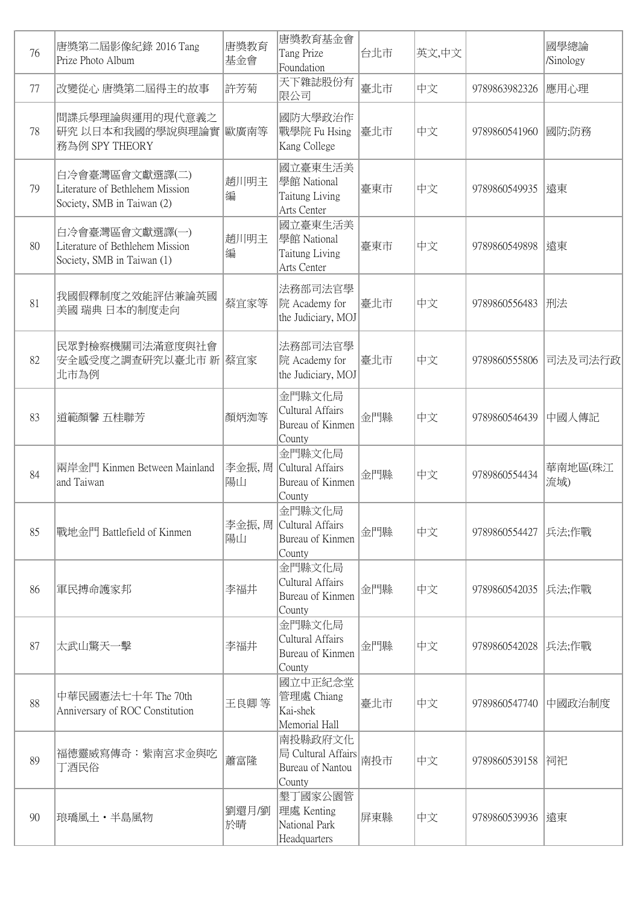| 76 | 唐獎第二屆影像紀錄 2016 Tang Prize Photo Album | 唐獎教育基金會 | 唐獎教育基金會 Tang Prize Foundation | 台北市 | 英文,中文 | | 國學總論 /Sinology |
|---|---|---|---|---|---|---|---|
| 77 | 改變從心 唐獎第二屆得主的故事 | 許芳菊 | 天下雜誌股份有限公司 | 臺北市 | 中文 | 9789863982326 | 應用心理 |
| 78 | 間諜兵學理論與運用的現代意義之研究 以日本和我國的學說與理論實務為例 SPY THEORY | 歐廣南等 | 國防大學政治作戰學院 Fu Hsing Kang College | 臺北市 | 中文 | 9789860541960 | 國防;防務 |
| 79 | 白冷會臺灣區會文獻選譯(二) Literature of Bethlehem Mission Society, SMB in Taiwan (2) | 趙川明主編 | 國立臺東生活美學館 National Taitung Living Arts Center | 臺東市 | 中文 | 9789860549935 | 遠東 |
| 80 | 白冷會臺灣區會文獻選譯(一) Literature of Bethlehem Mission Society, SMB in Taiwan (1) | 趙川明主編 | 國立臺東生活美學館 National Taitung Living Arts Center | 臺東市 | 中文 | 9789860549898 | 遠東 |
| 81 | 我國假釋制度之效能評估兼論英國 美國 瑞典 日本的制度走向 | 蔡宜家等 | 法務部司法官學院 Academy for the Judiciary, MOJ | 臺北市 | 中文 | 9789860556483 | 刑法 |
| 82 | 民眾對檢察機關司法滿意度與社會安全感受度之調查研究以臺北市 新北市為例 | 蔡宜家 | 法務部司法官學院 Academy for the Judiciary, MOJ | 臺北市 | 中文 | 9789860555806 | 司法及司法行政 |
| 83 | 道範顏馨 五桂聯芳 | 顏炳洳等 | 金門縣文化局 Cultural Affairs Bureau of Kinmen County | 金門縣 | 中文 | 9789860546439 | 中國人傳記 |
| 84 | 兩岸金門 Kinmen Between Mainland and Taiwan | 李金振, 周陽山 | 金門縣文化局 Cultural Affairs Bureau of Kinmen County | 金門縣 | 中文 | 9789860554434 | 華南地區(珠江流域) |
| 85 | 戰地金門 Battlefield of Kinmen | 李金振, 周陽山 | 金門縣文化局 Cultural Affairs Bureau of Kinmen County | 金門縣 | 中文 | 9789860554427 | 兵法;作戰 |
| 86 | 軍民搏命護家邦 | 李福井 | 金門縣文化局 Cultural Affairs Bureau of Kinmen County | 金門縣 | 中文 | 9789860542035 | 兵法;作戰 |
| 87 | 太武山驚天一擊 | 李福井 | 金門縣文化局 Cultural Affairs Bureau of Kinmen County | 金門縣 | 中文 | 9789860542028 | 兵法;作戰 |
| 88 | 中華民國憲法七十年 The 70th Anniversary of ROC Constitution | 王良卿 等 | 國立中正紀念堂管理處 Chiang Kai-shek Memorial Hall | 臺北市 | 中文 | 9789860547740 | 中國政治制度 |
| 89 | 福德靈威寫傳奇：紫南宮求金與吃丁酒民俗 | 蕭富隆 | 南投縣政府文化局 Cultural Affairs Bureau of Nantou County | 南投市 | 中文 | 9789860539158 | 祠祀 |
| 90 | 瑯嶠風土・半島風物 | 劉還月/劉於晴 | 墾丁國家公園管理處 Kenting National Park Headquarters | 屏東縣 | 中文 | 9789860539936 | 遠東 |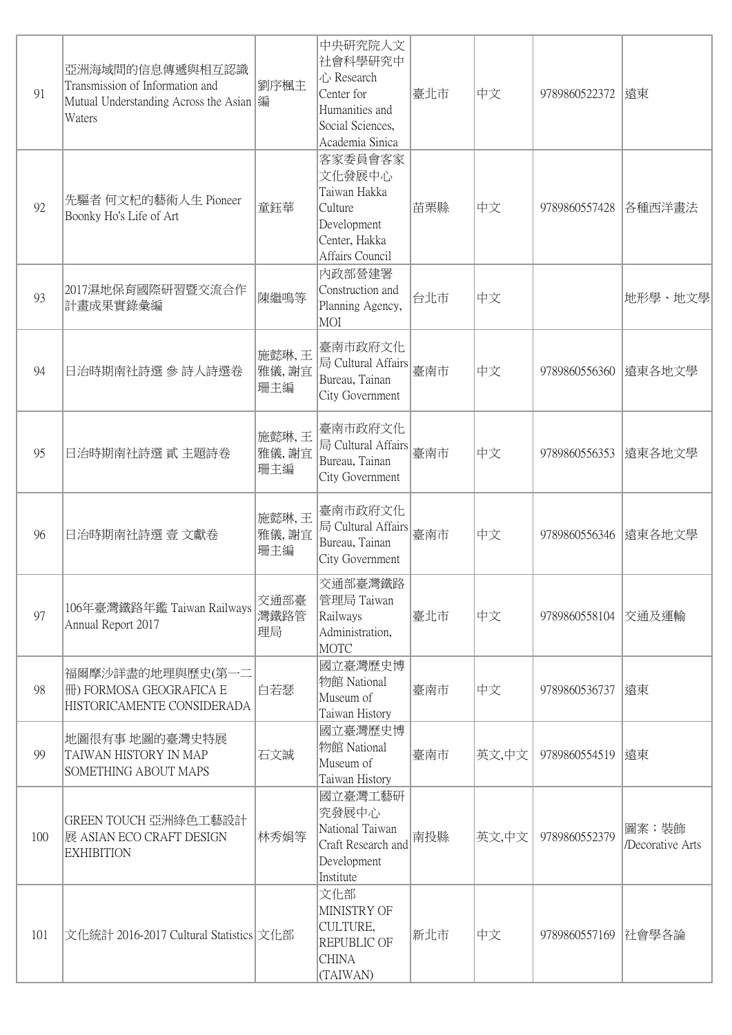| 91 | 亞洲海域間的信息傳遞與相互認識 Transmission of Information and Mutual Understanding Across the Asian Waters | 劉序楓主編 | 中央研究院人文社會科學研究中心 Research Center for Humanities and Social Sciences, Academia Sinica | 臺北市 | 中文 | 9789860522372 | 遠東 |
|---|---|---|---|---|---|---|---|
| 92 | 先驅者 何文杞的藝術人生 Pioneer Boonky Ho's Life of Art | 童鈺華 | 客家委員會客家文化發展中心 Taiwan Hakka Culture Development Center, Hakka Affairs Council | 苗栗縣 | 中文 | 9789860557428 | 各種西洋畫法 |
| 93 | 2017濕地保育國際研習暨交流合作計畫成果實錄彙編 | 陳繼鳴等 | 內政部營建署 Construction and Planning Agency, MOI | 台北市 | 中文 | | 地形學、地文學 |
| 94 | 日治時期南社詩選 參 詩人詩選卷 | 施懿琳, 王雅儀, 謝宜珊主編 | 臺南市政府文化局 Cultural Affairs Bureau, Tainan City Government | 臺南市 | 中文 | 9789860556360 | 遠東各地文學 |
| 95 | 日治時期南社詩選 貳 主題詩卷 | 施懿琳, 王雅儀, 謝宜珊主編 | 臺南市政府文化局 Cultural Affairs Bureau, Tainan City Government | 臺南市 | 中文 | 9789860556353 | 遠東各地文學 |
| 96 | 日治時期南社詩選 壹 文獻卷 | 施懿琳, 王雅儀, 謝宜珊主編 | 臺南市政府文化局 Cultural Affairs Bureau, Tainan City Government | 臺南市 | 中文 | 9789860556346 | 遠東各地文學 |
| 97 | 106年臺灣鐵路年鑑 Taiwan Railways Annual Report 2017 | 交通部臺灣鐵路管理局 | 交通部臺灣鐵路管理局 Taiwan Railways Administration, MOTC | 臺北市 | 中文 | 9789860558104 | 交通及運輸 |
| 98 | 福爾摩沙詳盡的地理與歷史(第一二冊) FORMOSA GEOGRAFICA E HISTORICAMENTE CONSIDERADA | 白若瑟 | 國立臺灣歷史博物館 National Museum of Taiwan History | 臺南市 | 中文 | 9789860536737 | 遠東 |
| 99 | 地圖很有事 地圖的臺灣史特展 TAIWAN HISTORY IN MAP SOMETHING ABOUT MAPS | 石文誠 | 國立臺灣歷史博物館 National Museum of Taiwan History | 臺南市 | 英文,中文 | 9789860554519 | 遠東 |
| 100 | GREEN TOUCH 亞洲綠色工藝設計展 ASIAN ECO CRAFT DESIGN EXHIBITION | 林秀娟等 | 國立臺灣工藝研究發展中心 National Taiwan Craft Research and Development Institute | 南投縣 | 英文,中文 | 9789860552379 | 圖案；裝飾 /Decorative Arts |
| 101 | 文化統計 2016-2017 Cultural Statistics | 文化部 | 文化部 MINISTRY OF CULTURE, REPUBLIC OF CHINA (TAIWAN) | 新北市 | 中文 | 9789860557169 | 社會學各論 |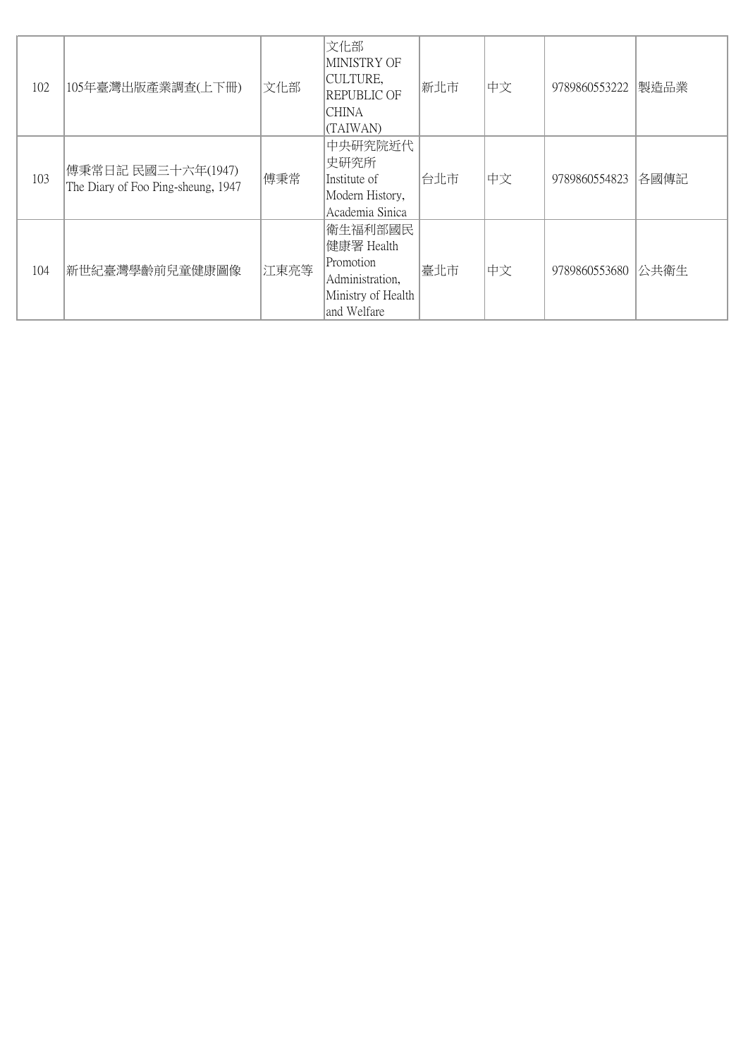| | | | | | | | |
|---|---|---|---|---|---|---|---|
| 102 | 105年臺灣出版產業調查(上下冊) | 文化部 | 文化部 MINISTRY OF CULTURE, REPUBLIC OF CHINA (TAIWAN) | 新北市 | 中文 | 9789860553222 | 製造品業 |
| 103 | 傅秉常日記 民國三十六年(1947) The Diary of Foo Ping-sheung, 1947 | 傅秉常 | 中央研究院近代史研究所 Institute of Modern History, Academia Sinica | 台北市 | 中文 | 9789860554823 | 各國傳記 |
| 104 | 新世紀臺灣學齡前兒童健康圖像 | 江東亮等 | 衛生福利部國民健康署 Health Promotion Administration, Ministry of Health and Welfare | 臺北市 | 中文 | 9789860553680 | 公共衛生 |